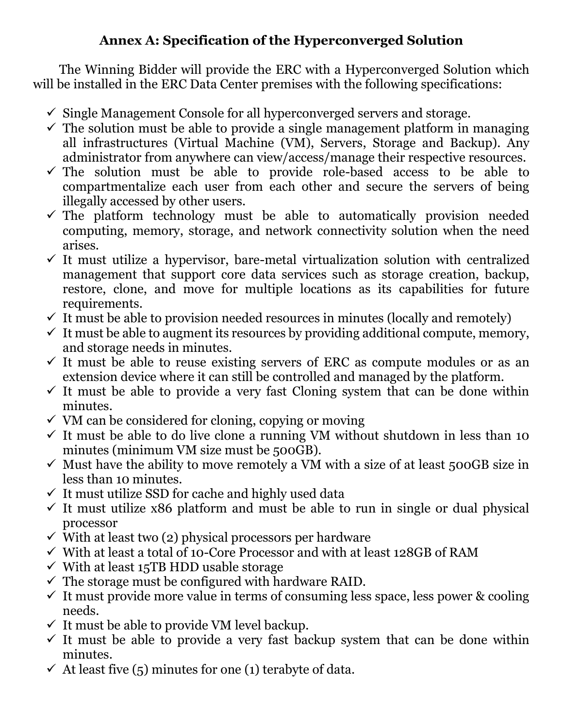## Annex A: Specification of the Hyperconverged Solution

The Winning Bidder will provide the ERC with a Hyperconverged Solution which will be installed in the ERC Data Center premises with the following specifications:

- ✓ Single Management Console for all hyperconverged servers and storage.
- ✓ The solution must be able to provide a single management platform in managing all infrastructures (Virtual Machine (VM), Servers, Storage and Backup). Any administrator from anywhere can view/access/manage their respective resources.
- ✓ The solution must be able to provide role-based access to be able to compartmentalize each user from each other and secure the servers of being illegally accessed by other users.
- ✓ The platform technology must be able to automatically provision needed computing, memory, storage, and network connectivity solution when the need arises.
- ✓ It must utilize a hypervisor, bare-metal virtualization solution with centralized management that support core data services such as storage creation, backup, restore, clone, and move for multiple locations as its capabilities for future requirements.
- ✓ It must be able to provision needed resources in minutes (locally and remotely)
- ✓ It must be able to augment its resources by providing additional compute, memory, and storage needs in minutes.
- ✓ It must be able to reuse existing servers of ERC as compute modules or as an extension device where it can still be controlled and managed by the platform.
- ✓ It must be able to provide a very fast Cloning system that can be done within minutes.
- ✓ VM can be considered for cloning, copying or moving
- ✓ It must be able to do live clone a running VM without shutdown in less than 10 minutes (minimum VM size must be 500GB).
- ✓ Must have the ability to move remotely a VM with a size of at least 500GB size in less than 10 minutes.
- ✓ It must utilize SSD for cache and highly used data
- ✓ It must utilize x86 platform and must be able to run in single or dual physical processor
- ✓ With at least two (2) physical processors per hardware
- ✓ With at least a total of 10-Core Processor and with at least 128GB of RAM
- ✓ With at least 15TB HDD usable storage
- ✓ The storage must be configured with hardware RAID.
- ✓ It must provide more value in terms of consuming less space, less power & cooling needs.
- ✓ It must be able to provide VM level backup.
- ✓ It must be able to provide a very fast backup system that can be done within minutes.
- ✓ At least five (5) minutes for one (1) terabyte of data.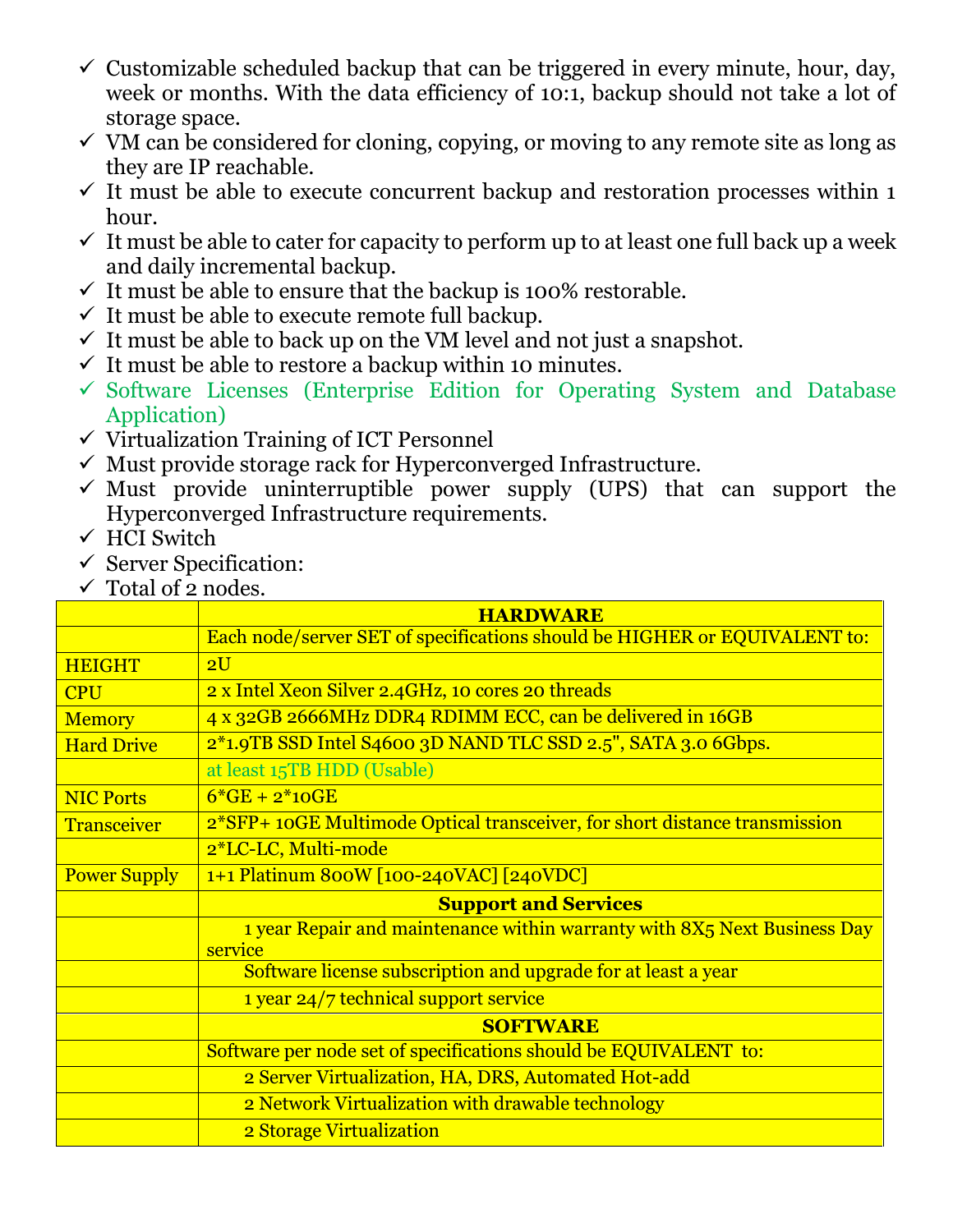- ✓ Customizable scheduled backup that can be triggered in every minute, hour, day, week or months. With the data efficiency of 10:1, backup should not take a lot of storage space.
- ✓ VM can be considered for cloning, copying, or moving to any remote site as long as they are IP reachable.
- ✓ It must be able to execute concurrent backup and restoration processes within 1 hour.
- ✓ It must be able to cater for capacity to perform up to at least one full back up a week and daily incremental backup.
- ✓ It must be able to ensure that the backup is 100% restorable.
- ✓ It must be able to execute remote full backup.
- ✓ It must be able to back up on the VM level and not just a snapshot.
- ✓ It must be able to restore a backup within 10 minutes.
- ✓ Software Licenses (Enterprise Edition for Operating System and Database Application)
- ✓ Virtualization Training of ICT Personnel
- ✓ Must provide storage rack for Hyperconverged Infrastructure.
- ✓ Must provide uninterruptible power supply (UPS) that can support the Hyperconverged Infrastructure requirements.
- ✓ HCI Switch
- ✓ Server Specification:
- ✓ Total of 2 nodes.

| | |
|---|---|
| | **HARDWARE** |
| | Each node/server SET of specifications should be HIGHER or EQUIVALENT to: |
| HEIGHT | 2U |
| CPU | 2 x Intel Xeon Silver 2.4GHz, 10 cores 20 threads |
| Memory | 4 x 32GB 2666MHz DDR4 RDIMM ECC, can be delivered in 16GB |
| Hard Drive | 2*1.9TB SSD Intel S4600 3D NAND TLC SSD 2.5", SATA 3.0 6Gbps. |
| | at least 15TB HDD (Usable) |
| NIC Ports | 6*GE + 2*10GE |
| Transceiver | 2*SFP+ 10GE Multimode Optical transceiver, for short distance transmission |
| | 2*LC-LC, Multi-mode |
| Power Supply | 1+1 Platinum 800W [100-240VAC] [240VDC] |
| | **Support and Services** |
| | 1 year Repair and maintenance within warranty with 8X5 Next Business Day service |
| | Software license subscription and upgrade for at least a year |
| | 1 year 24/7 technical support service |
| | **SOFTWARE** |
| | Software per node set of specifications should be EQUIVALENT to: |
| | 2 Server Virtualization, HA, DRS, Automated Hot-add |
| | 2 Network Virtualization with drawable technology |
| | 2 Storage Virtualization |